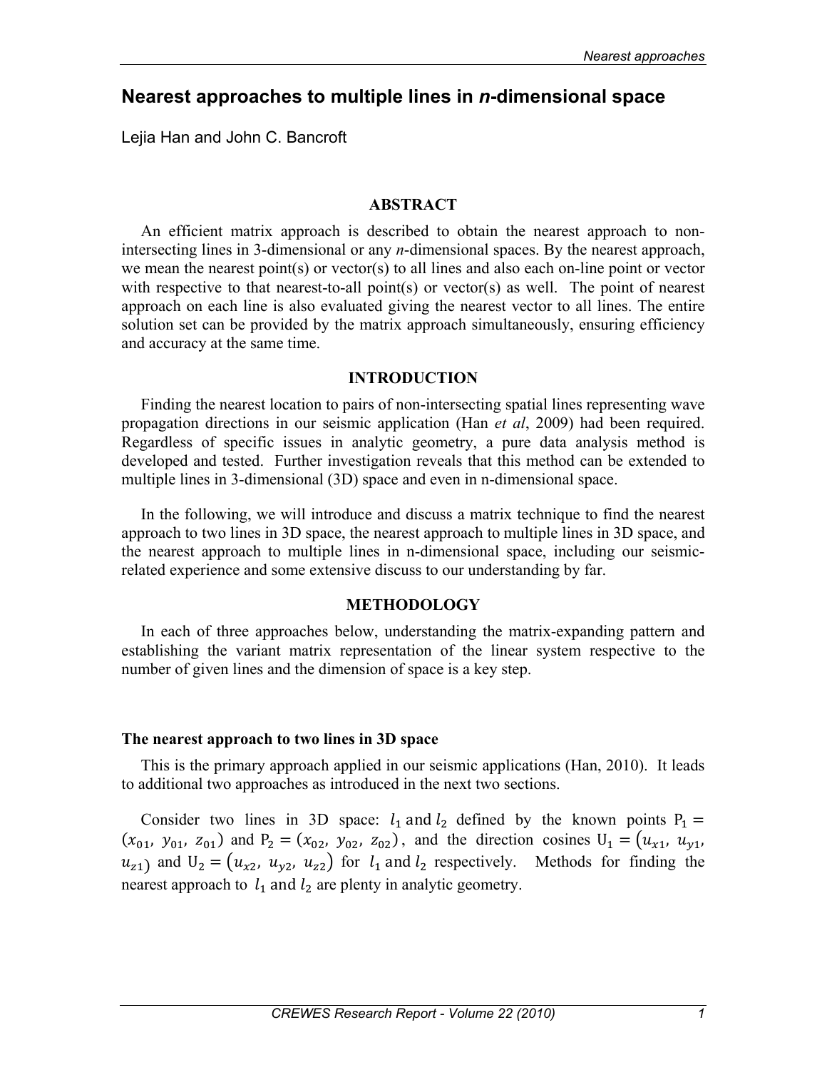# Nearest approaches to multiple lines in *n*-dimensional space

Lejia Han and John C. Bancroft

## ABSTRACT

An efficient matrix approach is described to obtain the nearest approach to non-intersecting lines in 3-dimensional or any *n*-dimensional spaces. By the nearest approach, we mean the nearest point(s) or vector(s) to all lines and also each on-line point or vector with respective to that nearest-to-all point(s) or vector(s) as well. The point of nearest approach on each line is also evaluated giving the nearest vector to all lines. The entire solution set can be provided by the matrix approach simultaneously, ensuring efficiency and accuracy at the same time.

## INTRODUCTION

Finding the nearest location to pairs of non-intersecting spatial lines representing wave propagation directions in our seismic application (Han *et al*, 2009) had been required. Regardless of specific issues in analytic geometry, a pure data analysis method is developed and tested. Further investigation reveals that this method can be extended to multiple lines in 3-dimensional (3D) space and even in n-dimensional space.

In the following, we will introduce and discuss a matrix technique to find the nearest approach to two lines in 3D space, the nearest approach to multiple lines in 3D space, and the nearest approach to multiple lines in n-dimensional space, including our seismic-related experience and some extensive discuss to our understanding by far.

## METHODOLOGY

In each of three approaches below, understanding the matrix-expanding pattern and establishing the variant matrix representation of the linear system respective to the number of given lines and the dimension of space is a key step.

### The nearest approach to two lines in 3D space

This is the primary approach applied in our seismic applications (Han, 2010). It leads to additional two approaches as introduced in the next two sections.

Consider two lines in 3D space: $l_1$ and $l_2$ defined by the known points $\mathrm{P}_1 = (x_{01},\ y_{01},\ z_{01})$ and $\mathrm{P}_2 = (x_{02},\ y_{02},\ z_{02})$, and the direction cosines $\mathrm{U}_1 = (u_{x1},\ u_{y1},\ u_{z1})$ and $\mathrm{U}_2 = (u_{x2},\ u_{y2},\ u_{z2})$ for $l_1$ and $l_2$ respectively. Methods for finding the nearest approach to $l_1$ and $l_2$ are plenty in analytic geometry.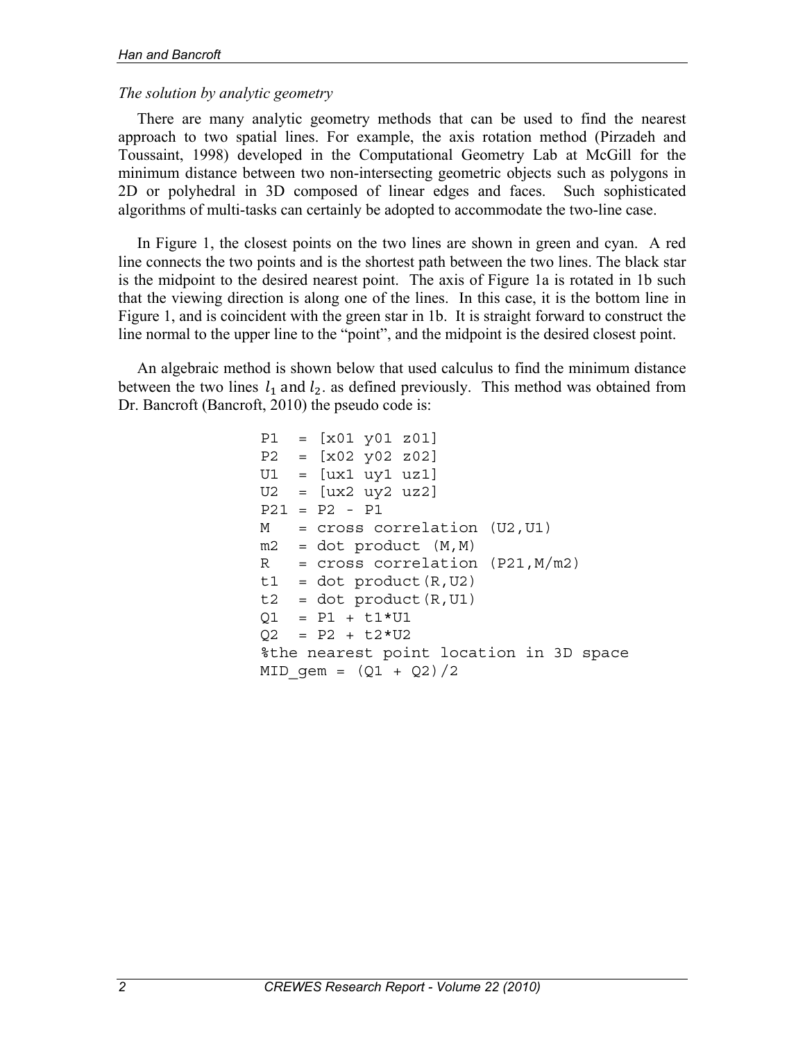*The solution by analytic geometry*

There are many analytic geometry methods that can be used to find the nearest approach to two spatial lines. For example, the axis rotation method (Pirzadeh and Toussaint, 1998) developed in the Computational Geometry Lab at McGill for the minimum distance between two non-intersecting geometric objects such as polygons in 2D or polyhedral in 3D composed of linear edges and faces. Such sophisticated algorithms of multi-tasks can certainly be adopted to accommodate the two-line case.

In Figure 1, the closest points on the two lines are shown in green and cyan. A red line connects the two points and is the shortest path between the two lines. The black star is the midpoint to the desired nearest point. The axis of Figure 1a is rotated in 1b such that the viewing direction is along one of the lines. In this case, it is the bottom line in Figure 1, and is coincident with the green star in 1b. It is straight forward to construct the line normal to the upper line to the "point", and the midpoint is the desired closest point.

An algebraic method is shown below that used calculus to find the minimum distance between the two lines $l_1$ and $l_2$. as defined previously. This method was obtained from Dr. Bancroft (Bancroft, 2010) the pseudo code is:

```
P1  = [x01 y01 z01]
P2  = [x02 y02 z02]
U1  = [ux1 uy1 uz1]
U2  = [ux2 uy2 uz2]
P21 = P2 - P1
M   = cross correlation (U2,U1)
m2  = dot product (M,M)
R   = cross correlation (P21,M/m2)
t1  = dot product(R,U2)
t2  = dot product(R,U1)
Q1  = P1 + t1*U1
Q2  = P2 + t2*U2
%the nearest point location in 3D space
MID_gem = (Q1 + Q2)/2
```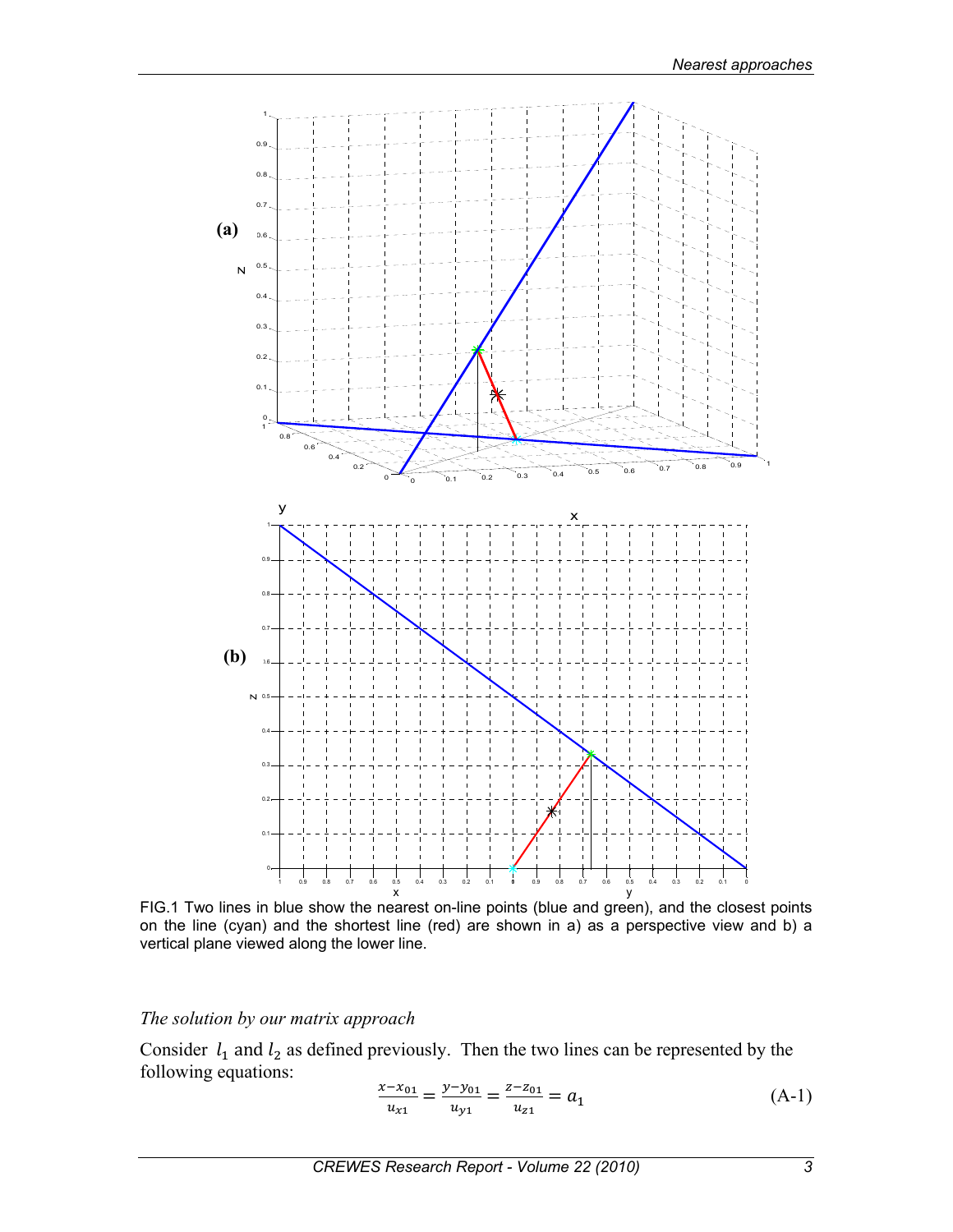FIG.1 Two lines in blue show the nearest on-line points (blue and green), and the closest points on the line (cyan) and the shortest line (red) are shown in a) as a perspective view and b) a vertical plane viewed along the lower line.

*The solution by our matrix approach*

Consider $l_1$ and $l_2$ as defined previously. Then the two lines can be represented by the following equations:

$$\frac{x - x_{01}}{u_{x1}} = \frac{y - y_{01}}{u_{y1}} = \frac{z - z_{01}}{u_{z1}} = a_1 \tag{A-1}$$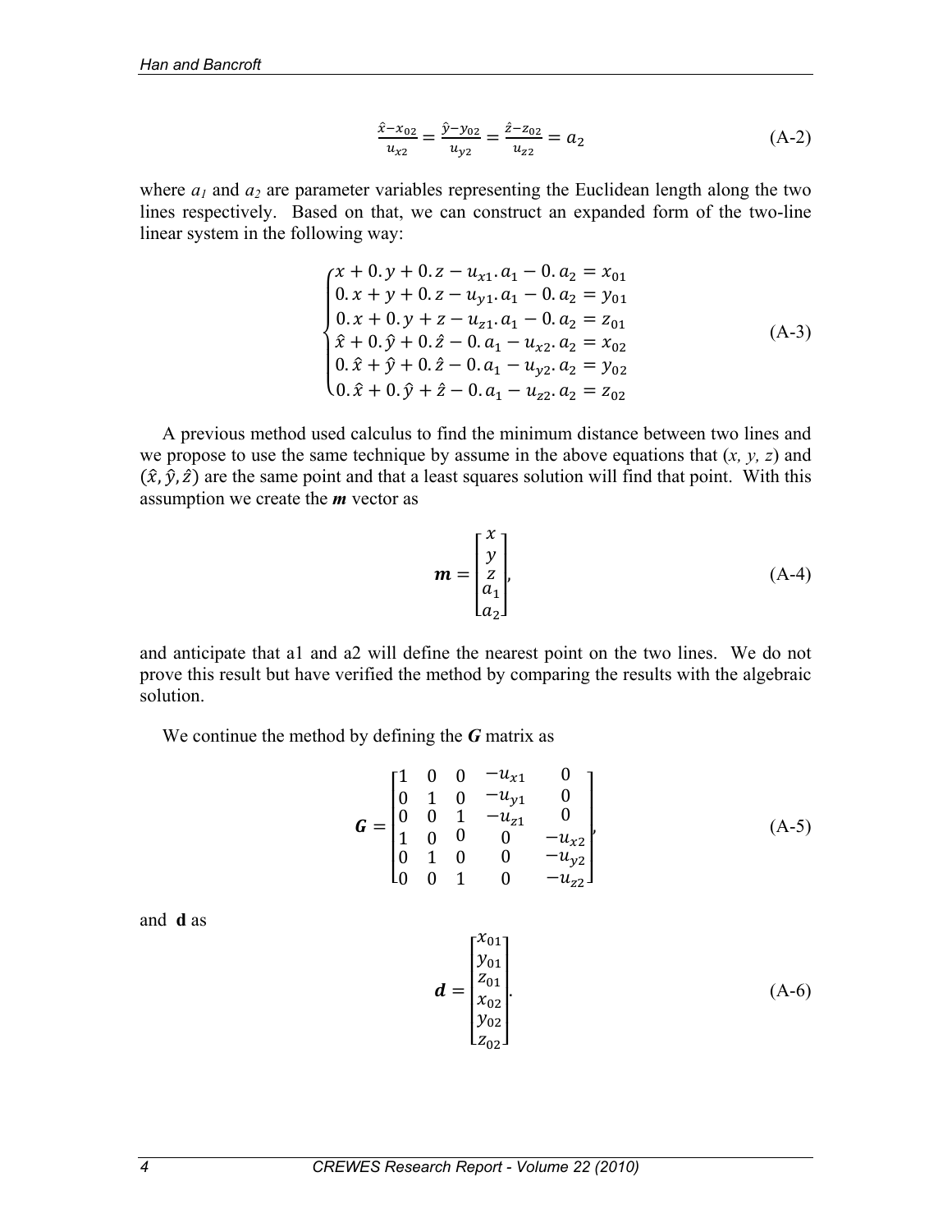$$\frac{\hat{x}-x_{02}}{u_{x2}} = \frac{\hat{y}-y_{02}}{u_{y2}} = \frac{\hat{z}-z_{02}}{u_{z2}} = a_2 \tag{A-2}$$

where $a_1$ and $a_2$ are parameter variables representing the Euclidean length along the two lines respectively. Based on that, we can construct an expanded form of the two-line linear system in the following way:

$$\begin{cases} x + 0.y + 0.z - u_{x1}.a_1 - 0.a_2 = x_{01} \\ 0.x + y + 0.z - u_{y1}.a_1 - 0.a_2 = y_{01} \\ 0.x + 0.y + z - u_{z1}.a_1 - 0.a_2 = z_{01} \\ \hat{x} + 0.\hat{y} + 0.\hat{z} - 0.a_1 - u_{x2}.a_2 = x_{02} \\ 0.\hat{x} + \hat{y} + 0.\hat{z} - 0.a_1 - u_{y2}.a_2 = y_{02} \\ 0.\hat{x} + 0.\hat{y} + \hat{z} - 0.a_1 - u_{z2}.a_2 = z_{02} \end{cases} \tag{A-3}$$

A previous method used calculus to find the minimum distance between two lines and we propose to use the same technique by assume in the above equations that $(x, y, z)$ and $(\hat{x}, \hat{y}, \hat{z})$ are the same point and that a least squares solution will find that point. With this assumption we create the ***m*** vector as

$$\boldsymbol{m} = \begin{bmatrix} x \\ y \\ z \\ a_1 \\ a_2 \end{bmatrix}, \tag{A-4}$$

and anticipate that a1 and a2 will define the nearest point on the two lines. We do not prove this result but have verified the method by comparing the results with the algebraic solution.

We continue the method by defining the ***G*** matrix as

$$\boldsymbol{G} = \begin{bmatrix} 1 & 0 & 0 & -u_{x1} & 0 \\ 0 & 1 & 0 & -u_{y1} & 0 \\ 0 & 0 & 1 & -u_{z1} & 0 \\ 1 & 0 & 0 & 0 & -u_{x2} \\ 0 & 1 & 0 & 0 & -u_{y2} \\ 0 & 0 & 1 & 0 & -u_{z2} \end{bmatrix}, \tag{A-5}$$

and **d** as

$$\boldsymbol{d} = \begin{bmatrix} x_{01} \\ y_{01} \\ z_{01} \\ x_{02} \\ y_{02} \\ z_{02} \end{bmatrix}. \tag{A-6}$$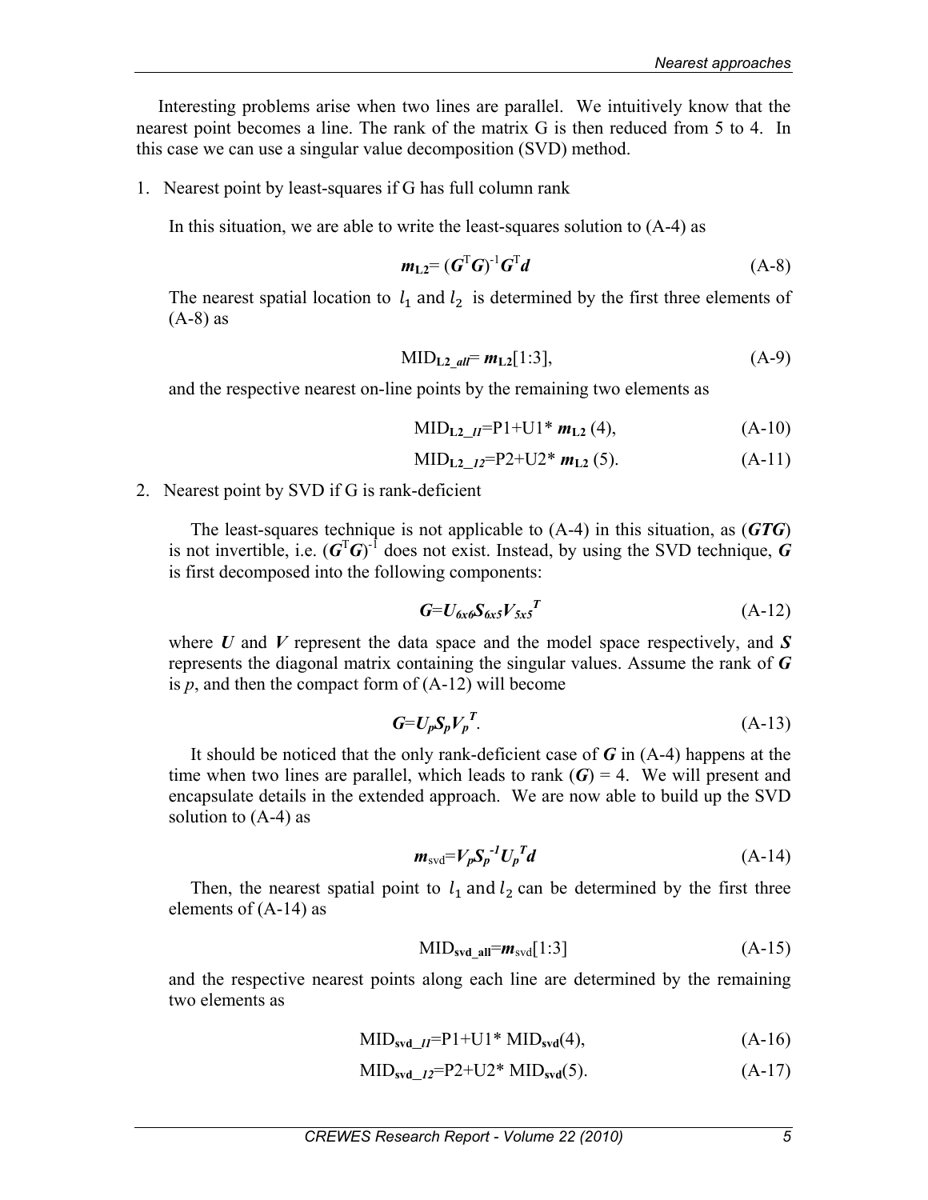Interesting problems arise when two lines are parallel. We intuitively know that the nearest point becomes a line. The rank of the matrix G is then reduced from 5 to 4. In this case we can use a singular value decomposition (SVD) method.

1. Nearest point by least-squares if G has full column rank

   In this situation, we are able to write the least-squares solution to (A-4) as

$$\boldsymbol{m}_{\mathbf{L2}} = (\boldsymbol{G}^{\mathrm{T}}\boldsymbol{G})^{-1}\boldsymbol{G}^{\mathrm{T}}\boldsymbol{d} \tag{A-8}$$

   The nearest spatial location to $l_1$ and $l_2$ is determined by the first three elements of (A-8) as

$$\mathrm{MID}_{\mathbf{L2}\_all} = \boldsymbol{m}_{\mathbf{L2}}[1{:}3], \tag{A-9}$$

   and the respective nearest on-line points by the remaining two elements as

$$\mathrm{MID}_{\mathbf{L2}\_l1} = \mathrm{P1} + \mathrm{U1} * \boldsymbol{m}_{\mathbf{L2}}(4), \tag{A-10}$$

$$\mathrm{MID}_{\mathbf{L2}\_l2} = \mathrm{P2} + \mathrm{U2} * \boldsymbol{m}_{\mathbf{L2}}(5). \tag{A-11}$$

2. Nearest point by SVD if G is rank-deficient

   The least-squares technique is not applicable to (A-4) in this situation, as (***GTG***) is not invertible, i.e. $(\boldsymbol{G}^{\mathrm{T}}\boldsymbol{G})^{-1}$ does not exist. Instead, by using the SVD technique, $\boldsymbol{G}$ is first decomposed into the following components:

$$\boldsymbol{G} = \boldsymbol{U}_{6x6}\boldsymbol{S}_{6x5}\boldsymbol{V}_{5x5}^{\boldsymbol{T}} \tag{A-12}$$

   where $\boldsymbol{U}$ and $\boldsymbol{V}$ represent the data space and the model space respectively, and $\boldsymbol{S}$ represents the diagonal matrix containing the singular values. Assume the rank of $\boldsymbol{G}$ is $p$, and then the compact form of (A-12) will become

$$\boldsymbol{G} = \boldsymbol{U}_p\boldsymbol{S}_p\boldsymbol{V}_p^{\boldsymbol{T}}. \tag{A-13}$$

   It should be noticed that the only rank-deficient case of $\boldsymbol{G}$ in (A-4) happens at the time when two lines are parallel, which leads to rank ($\boldsymbol{G}$) = 4. We will present and encapsulate details in the extended approach. We are now able to build up the SVD solution to (A-4) as

$$\boldsymbol{m}_{\mathrm{svd}} = \boldsymbol{V}_p\boldsymbol{S}_p^{-1}\boldsymbol{U}_p^{\boldsymbol{T}}\boldsymbol{d} \tag{A-14}$$

   Then, the nearest spatial point to $l_1$ and $l_2$ can be determined by the first three elements of (A-14) as

$$\mathrm{MID}_{\mathbf{svd\_all}} = \boldsymbol{m}_{\mathrm{svd}}[1{:}3] \tag{A-15}$$

   and the respective nearest points along each line are determined by the remaining two elements as

$$\mathrm{MID}_{\mathbf{svd}\_l1} = \mathrm{P1} + \mathrm{U1} * \mathrm{MID}_{\mathbf{svd}}(4), \tag{A-16}$$

$$\mathrm{MID}_{\mathbf{svd}\_l2} = \mathrm{P2} + \mathrm{U2} * \mathrm{MID}_{\mathbf{svd}}(5). \tag{A-17}$$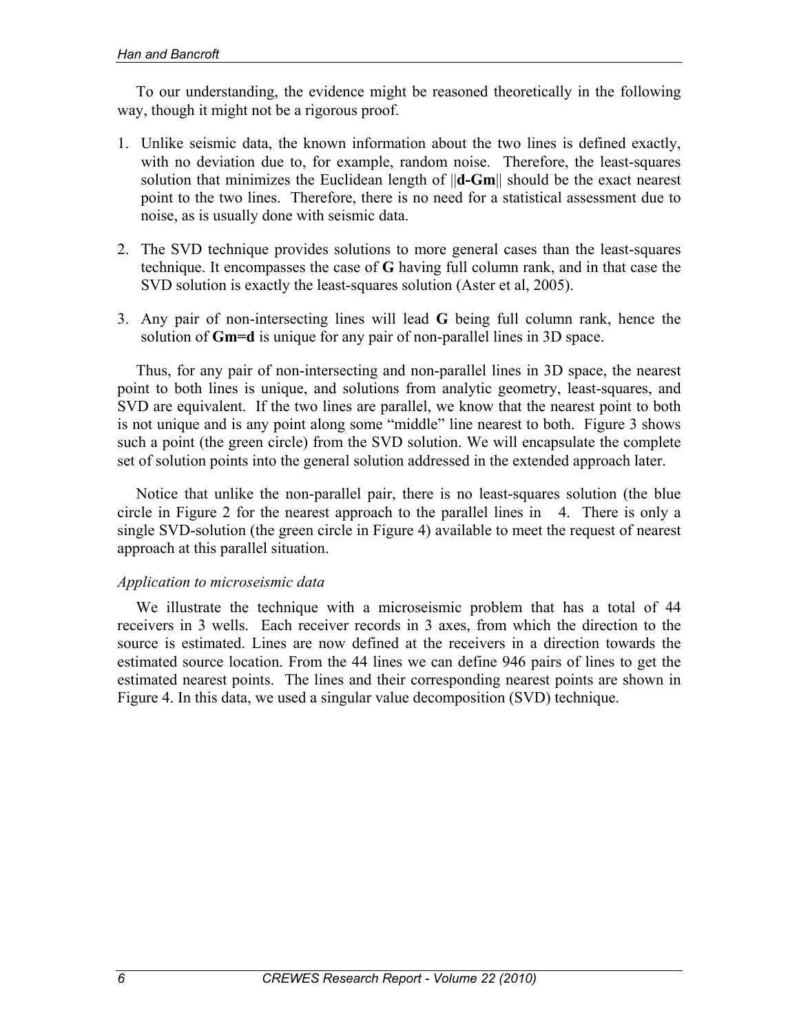To our understanding, the evidence might be reasoned theoretically in the following way, though it might not be a rigorous proof.

1. Unlike seismic data, the known information about the two lines is defined exactly, with no deviation due to, for example, random noise. Therefore, the least-squares solution that minimizes the Euclidean length of ||**d-Gm**|| should be the exact nearest point to the two lines. Therefore, there is no need for a statistical assessment due to noise, as is usually done with seismic data.

2. The SVD technique provides solutions to more general cases than the least-squares technique. It encompasses the case of **G** having full column rank, and in that case the SVD solution is exactly the least-squares solution (Aster et al, 2005).

3. Any pair of non-intersecting lines will lead **G** being full column rank, hence the solution of **Gm=d** is unique for any pair of non-parallel lines in 3D space.

Thus, for any pair of non-intersecting and non-parallel lines in 3D space, the nearest point to both lines is unique, and solutions from analytic geometry, least-squares, and SVD are equivalent. If the two lines are parallel, we know that the nearest point to both is not unique and is any point along some "middle" line nearest to both. Figure 3 shows such a point (the green circle) from the SVD solution. We will encapsulate the complete set of solution points into the general solution addressed in the extended approach later.

Notice that unlike the non-parallel pair, there is no least-squares solution (the blue circle in Figure 2 for the nearest approach to the parallel lines in 4. There is only a single SVD-solution (the green circle in Figure 4) available to meet the request of nearest approach at this parallel situation.

*Application to microseismic data*

We illustrate the technique with a microseismic problem that has a total of 44 receivers in 3 wells. Each receiver records in 3 axes, from which the direction to the source is estimated. Lines are now defined at the receivers in a direction towards the estimated source location. From the 44 lines we can define 946 pairs of lines to get the estimated nearest points. The lines and their corresponding nearest points are shown in Figure 4. In this data, we used a singular value decomposition (SVD) technique.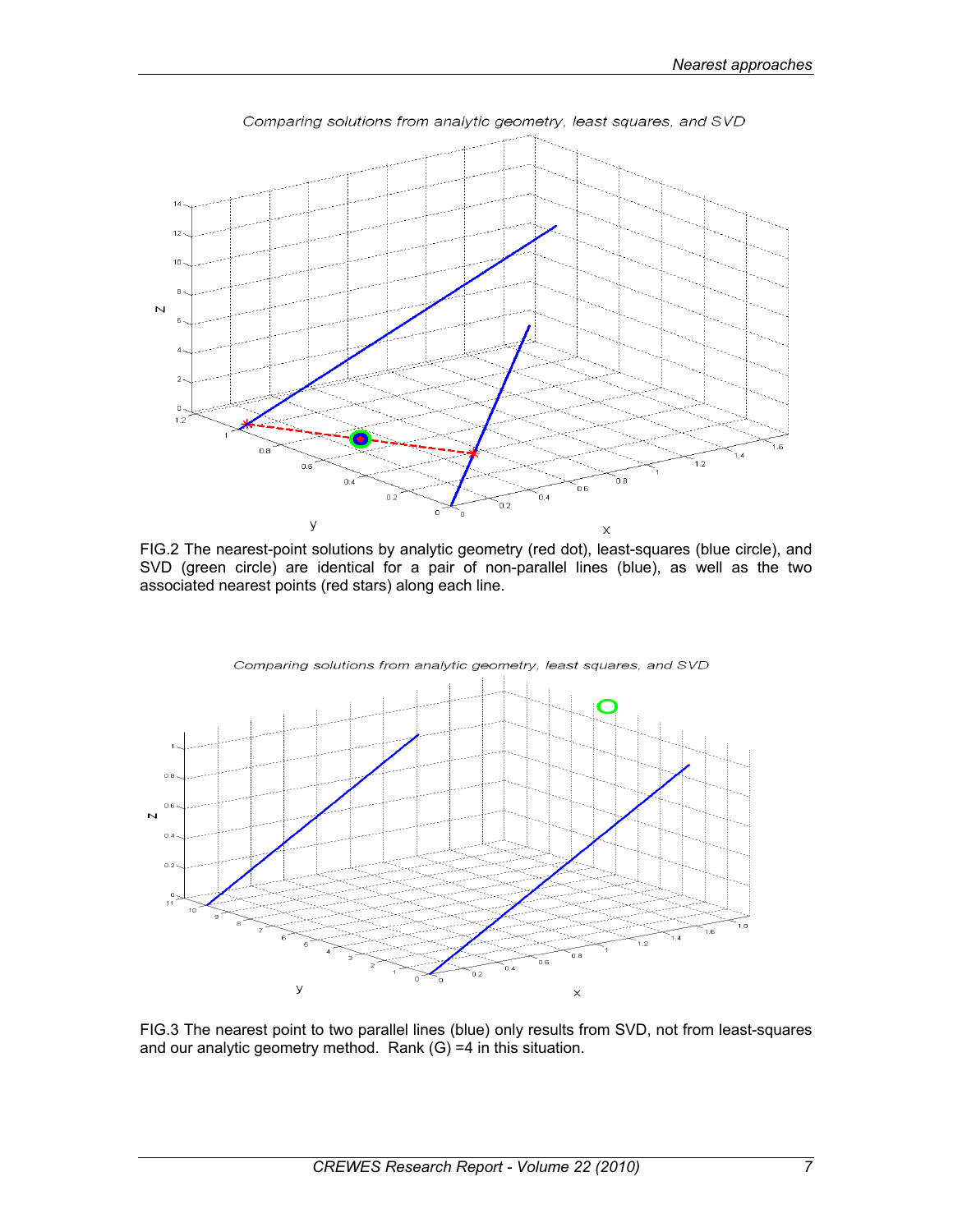FIG.2 The nearest-point solutions by analytic geometry (red dot), least-squares (blue circle), and SVD (green circle) are identical for a pair of non-parallel lines (blue), as well as the two associated nearest points (red stars) along each line.

FIG.3 The nearest point to two parallel lines (blue) only results from SVD, not from least-squares and our analytic geometry method. Rank (G) =4 in this situation.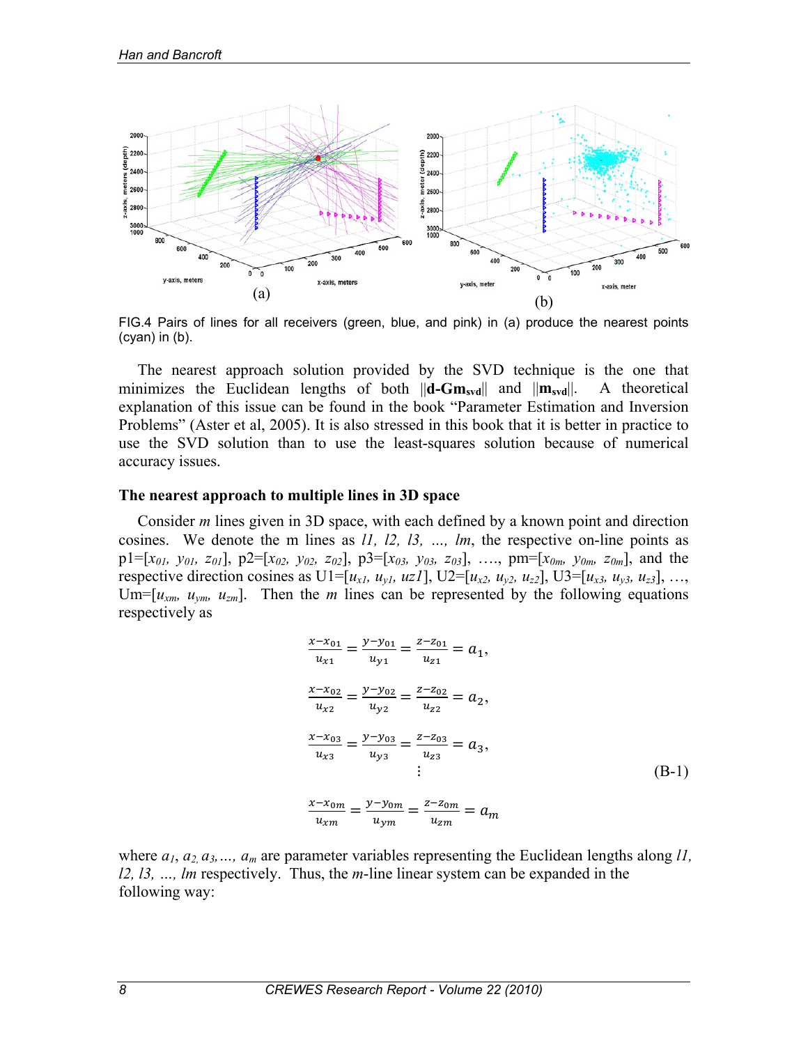FIG.4 Pairs of lines for all receivers (green, blue, and pink) in (a) produce the nearest points (cyan) in (b).

The nearest approach solution provided by the SVD technique is the one that minimizes the Euclidean lengths of both $\|\mathbf{d}\text{-}\mathbf{Gm}_{\mathbf{svd}}\|$ and $\|\mathbf{m}_{\mathbf{svd}}\|$. A theoretical explanation of this issue can be found in the book "Parameter Estimation and Inversion Problems" (Aster et al, 2005). It is also stressed in this book that it is better in practice to use the SVD solution than to use the least-squares solution because of numerical accuracy issues.

### The nearest approach to multiple lines in 3D space

Consider *m* lines given in 3D space, with each defined by a known point and direction cosines. We denote the m lines as *l1, l2, l3, …, lm*, the respective on-line points as p1=[$x_{01}$, $y_{01}$, $z_{01}$], p2=[$x_{02}$, $y_{02}$, $z_{02}$], p3=[$x_{03}$, $y_{03}$, $z_{03}$], …., pm=[$x_{0m}$, $y_{0m}$, $z_{0m}$], and the respective direction cosines as U1=[$u_{x1}$, $u_{y1}$, $uz1$], U2=[$u_{x2}$, $u_{y2}$, $u_{z2}$], U3=[$u_{x3}$, $u_{y3}$, $u_{z3}$], …, Um=[$u_{xm}$, $u_{ym}$, $u_{zm}$]. Then the *m* lines can be represented by the following equations respectively as

$$
\begin{aligned}
\frac{x-x_{01}}{u_{x1}} &= \frac{y-y_{01}}{u_{y1}} = \frac{z-z_{01}}{u_{z1}} = a_1, \\
\frac{x-x_{02}}{u_{x2}} &= \frac{y-y_{02}}{u_{y2}} = \frac{z-z_{02}}{u_{z2}} = a_2, \\
\frac{x-x_{03}}{u_{x3}} &= \frac{y-y_{03}}{u_{y3}} = \frac{z-z_{03}}{u_{z3}} = a_3, \\
&\vdots \\
\frac{x-x_{0m}}{u_{xm}} &= \frac{y-y_{0m}}{u_{ym}} = \frac{z-z_{0m}}{u_{zm}} = a_m
\end{aligned}
\tag{B-1}
$$

where $a_1$, $a_2$, $a_3$,…, $a_m$ are parameter variables representing the Euclidean lengths along *l1, l2, l3, …, lm* respectively. Thus, the *m*-line linear system can be expanded in the following way: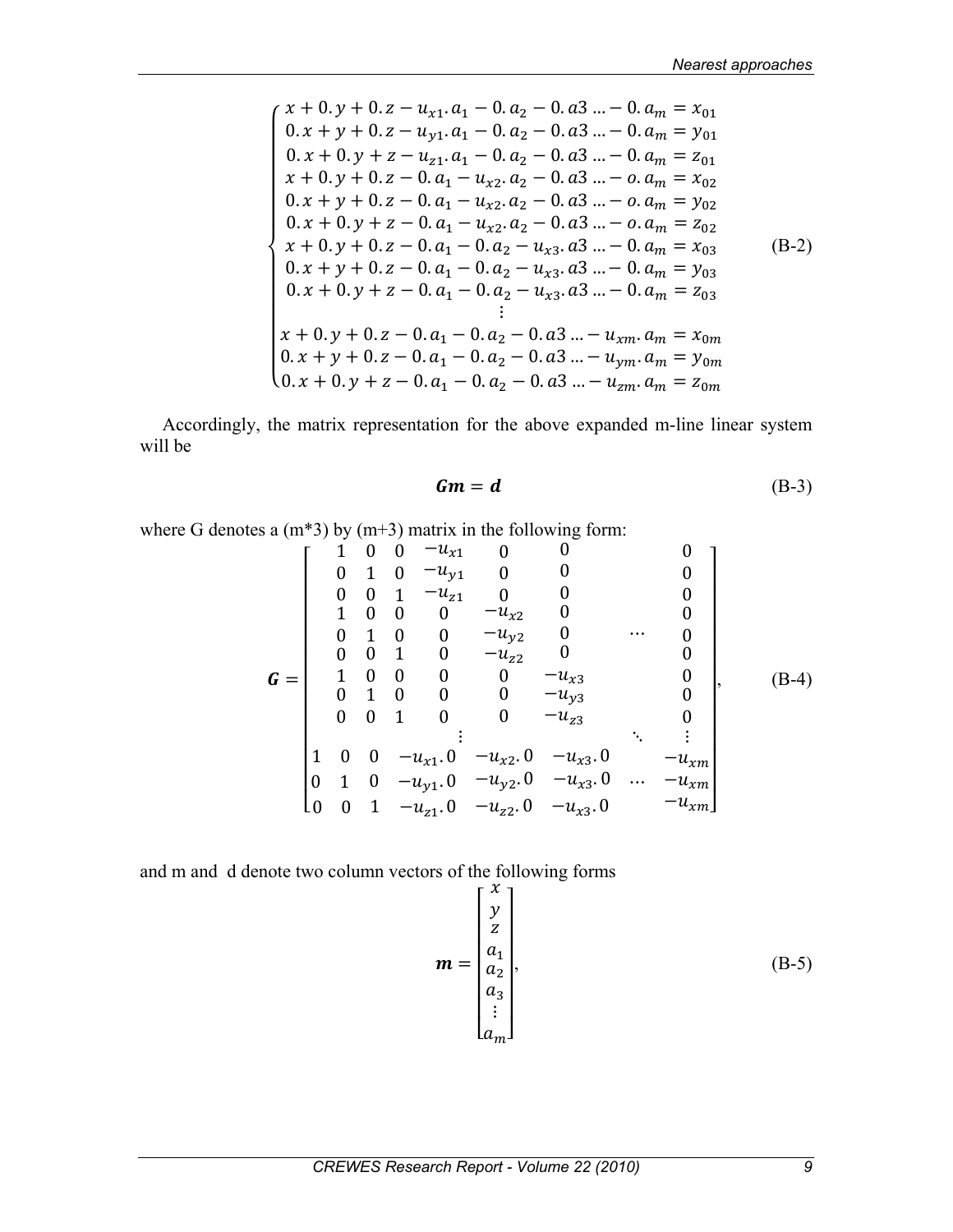$$
\begin{cases}
x + 0.y + 0.z - u_{x1}.a_1 - 0.a_2 - 0.a3 \ldots - 0.a_m = x_{01} \\
0.x + y + 0.z - u_{y1}.a_1 - 0.a_2 - 0.a3 \ldots - 0.a_m = y_{01} \\
0.x + 0.y + z - u_{z1}.a_1 - 0.a_2 - 0.a3 \ldots - 0.a_m = z_{01} \\
x + 0.y + 0.z - 0.a_1 - u_{x2}.a_2 - 0.a3 \ldots - o.a_m = x_{02} \\
0.x + y + 0.z - 0.a_1 - u_{x2}.a_2 - 0.a3 \ldots - o.a_m = y_{02} \\
0.x + 0.y + z - 0.a_1 - u_{x2}.a_2 - 0.a3 \ldots - o.a_m = z_{02} \\
x + 0.y + 0.z - 0.a_1 - 0.a_2 - u_{x3}.a3 \ldots - 0.a_m = x_{03} \\
0.x + y + 0.z - 0.a_1 - 0.a_2 - u_{x3}.a3 \ldots - 0.a_m = y_{03} \\
0.x + 0.y + z - 0.a_1 - 0.a_2 - u_{x3}.a3 \ldots - 0.a_m = z_{03} \\
\vdots \\
x + 0.y + 0.z - 0.a_1 - 0.a_2 - 0.a3 \ldots - u_{xm}.a_m = x_{0m} \\
0.x + y + 0.z - 0.a_1 - 0.a_2 - 0.a3 \ldots - u_{ym}.a_m = y_{0m} \\
0.x + 0.y + z - 0.a_1 - 0.a_2 - 0.a3 \ldots - u_{zm}.a_m = z_{0m}
\end{cases}
\qquad \text{(B-2)}
$$

Accordingly, the matrix representation for the above expanded m-line linear system will be

$$
\boldsymbol{Gm} = \boldsymbol{d} \qquad \text{(B-3)}
$$

where G denotes a (m*3) by (m+3) matrix in the following form:

$$
\boldsymbol{G} = \begin{bmatrix}
1 & 0 & 0 & -u_{x1} & 0 & 0 & & 0 \\
0 & 1 & 0 & -u_{y1} & 0 & 0 & & 0 \\
0 & 0 & 1 & -u_{z1} & 0 & 0 & & 0 \\
1 & 0 & 0 & 0 & -u_{x2} & 0 & & 0 \\
0 & 1 & 0 & 0 & -u_{y2} & 0 & \cdots & 0 \\
0 & 0 & 1 & 0 & -u_{z2} & 0 & & 0 \\
1 & 0 & 0 & 0 & 0 & -u_{x3} & & 0 \\
0 & 1 & 0 & 0 & 0 & -u_{y3} & & 0 \\
0 & 0 & 1 & 0 & 0 & -u_{z3} & & 0 \\
 & & & \vdots & & & \ddots & \vdots \\
1 & 0 & 0 & -u_{x1}.0 & -u_{x2}.0 & -u_{x3}.0 & & -u_{xm} \\
0 & 1 & 0 & -u_{y1}.0 & -u_{y2}.0 & -u_{x3}.0 & \cdots & -u_{xm} \\
0 & 0 & 1 & -u_{z1}.0 & -u_{z2}.0 & -u_{x3}.0 & & -u_{xm}
\end{bmatrix}, \qquad \text{(B-4)}
$$

and m and d denote two column vectors of the following forms

$$
\boldsymbol{m} = \begin{bmatrix} x \\ y \\ z \\ a_1 \\ a_2 \\ a_3 \\ \vdots \\ a_m \end{bmatrix}, \qquad \text{(B-5)}
$$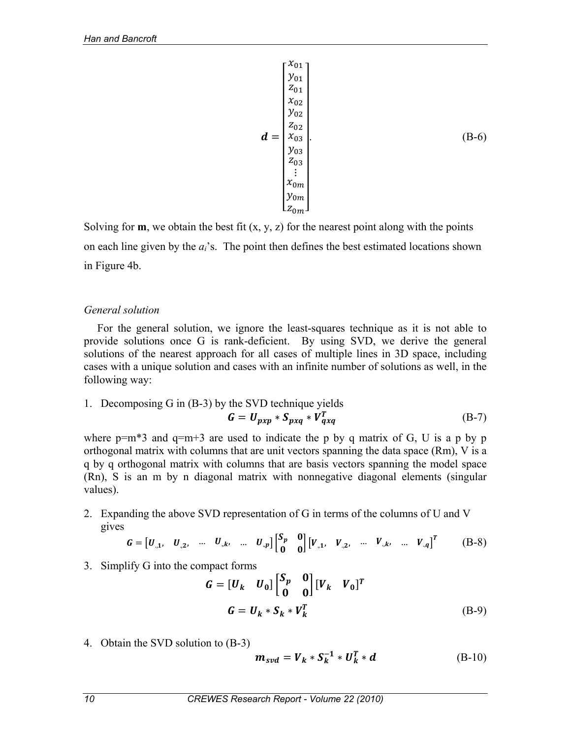$$\boldsymbol{d} = \begin{bmatrix} x_{01} \\ y_{01} \\ z_{01} \\ x_{02} \\ y_{02} \\ z_{02} \\ x_{03} \\ y_{03} \\ z_{03} \\ \vdots \\ x_{0m} \\ y_{0m} \\ z_{0m} \end{bmatrix}. \tag{B-6}$$

Solving for **m**, we obtain the best fit (x, y, z) for the nearest point along with the points on each line given by the $a_i$'s. The point then defines the best estimated locations shown in Figure 4b.

### *General solution*

For the general solution, we ignore the least-squares technique as it is not able to provide solutions once G is rank-deficient. By using SVD, we derive the general solutions of the nearest approach for all cases of multiple lines in 3D space, including cases with a unique solution and cases with an infinite number of solutions as well, in the following way:

1. Decomposing G in (B-3) by the SVD technique yields

$$\boldsymbol{G} = \boldsymbol{U_{pxp}} * \boldsymbol{S_{pxq}} * \boldsymbol{V_{qxq}^T} \tag{B-7}$$

where p=m*3 and q=m+3 are used to indicate the p by q matrix of G, U is a p by p orthogonal matrix with columns that are unit vectors spanning the data space (Rm), V is a q by q orthogonal matrix with columns that are basis vectors spanning the model space (Rn), S is an m by n diagonal matrix with nonnegative diagonal elements (singular values).

2. Expanding the above SVD representation of G in terms of the columns of U and V gives

$$\boldsymbol{G} = \begin{bmatrix} \boldsymbol{U_{.,1}}, & \boldsymbol{U_{.,2}}, & \dots & \boldsymbol{U_{.,k}}, & \dots & \boldsymbol{U_{.,p}} \end{bmatrix} \begin{bmatrix} \boldsymbol{S_p} & \boldsymbol{0} \\ \boldsymbol{0} & \boldsymbol{0} \end{bmatrix} \begin{bmatrix} \boldsymbol{V_{.,1}}, & \boldsymbol{V_{.,2}}, & \dots & \boldsymbol{V_{.,k}}, & \dots & \boldsymbol{V_{.,q}} \end{bmatrix}^{\boldsymbol{T}} \tag{B-8}$$

3. Simplify G into the compact forms

$$\boldsymbol{G} = \begin{bmatrix} \boldsymbol{U_k} & \boldsymbol{U_0} \end{bmatrix} \begin{bmatrix} \boldsymbol{S_p} & \boldsymbol{0} \\ \boldsymbol{0} & \boldsymbol{0} \end{bmatrix} \begin{bmatrix} \boldsymbol{V_k} & \boldsymbol{V_0} \end{bmatrix}^{\boldsymbol{T}}$$

$$\boldsymbol{G} = \boldsymbol{U_k} * \boldsymbol{S_k} * \boldsymbol{V_k^T} \tag{B-9}$$

4. Obtain the SVD solution to (B-3)

$$\boldsymbol{m_{svd}} = \boldsymbol{V_k} * \boldsymbol{S_k^{-1}} * \boldsymbol{U_k^T} * \boldsymbol{d} \tag{B-10}$$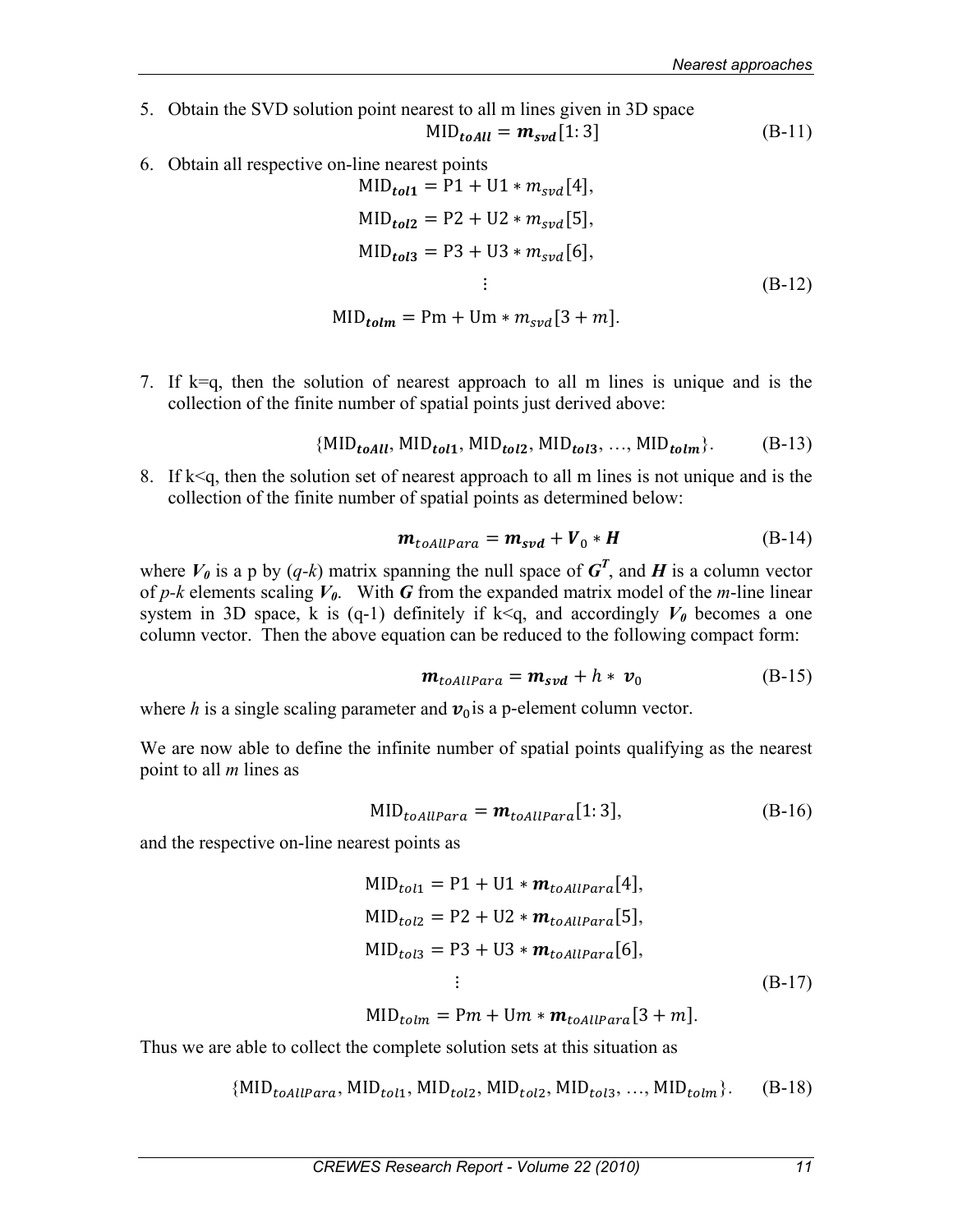5. Obtain the SVD solution point nearest to all m lines given in 3D space

$$\text{MID}_{\boldsymbol{toAll}} = \boldsymbol{m_{svd}}[1{:}\,3] \tag{B-11}$$

6. Obtain all respective on-line nearest points

$$\begin{aligned}
\text{MID}_{\boldsymbol{tol1}} &= \text{P1} + \text{U1} * m_{svd}[4], \\
\text{MID}_{\boldsymbol{tol2}} &= \text{P2} + \text{U2} * m_{svd}[5], \\
\text{MID}_{\boldsymbol{tol3}} &= \text{P3} + \text{U3} * m_{svd}[6], \\
&\vdots \\
\text{MID}_{\boldsymbol{tolm}} &= \text{Pm} + \text{Um} * m_{svd}[3+m].
\end{aligned} \tag{B-12}$$

7. If k=q, then the solution of nearest approach to all m lines is unique and is the collection of the finite number of spatial points just derived above:

$$\{\text{MID}_{\boldsymbol{toAll}}, \text{MID}_{\boldsymbol{tol1}}, \text{MID}_{\boldsymbol{tol2}}, \text{MID}_{\boldsymbol{tol3}}, \ldots, \text{MID}_{\boldsymbol{tolm}}\}. \tag{B-13}$$

8. If k<q, then the solution set of nearest approach to all m lines is not unique and is the collection of the finite number of spatial points as determined below:

$$\boldsymbol{m}_{toAllPara} = \boldsymbol{m_{svd}} + \boldsymbol{V}_0 * \boldsymbol{H} \tag{B-14}$$

where $\boldsymbol{V_0}$ is a p by ($q$-$k$) matrix spanning the null space of $\boldsymbol{G^T}$, and $\boldsymbol{H}$ is a column vector of $p$-$k$ elements scaling $\boldsymbol{V_0}$. With $\boldsymbol{G}$ from the expanded matrix model of the $m$-line linear system in 3D space, k is (q-1) definitely if k<q, and accordingly $\boldsymbol{V_0}$ becomes a one column vector. Then the above equation can be reduced to the following compact form:

$$\boldsymbol{m}_{toAllPara} = \boldsymbol{m_{svd}} + h * \boldsymbol{v}_0 \tag{B-15}$$

where $h$ is a single scaling parameter and $\boldsymbol{v}_0$ is a p-element column vector.

We are now able to define the infinite number of spatial points qualifying as the nearest point to all $m$ lines as

$$\text{MID}_{toAllPara} = \boldsymbol{m}_{toAllPara}[1{:}\,3], \tag{B-16}$$

and the respective on-line nearest points as

$$\begin{aligned}
\text{MID}_{tol1} &= \text{P1} + \text{U1} * \boldsymbol{m}_{toAllPara}[4], \\
\text{MID}_{tol2} &= \text{P2} + \text{U2} * \boldsymbol{m}_{toAllPara}[5], \\
\text{MID}_{tol3} &= \text{P3} + \text{U3} * \boldsymbol{m}_{toAllPara}[6], \\
&\vdots \\
\text{MID}_{tolm} &= \text{P}m + \text{U}m * \boldsymbol{m}_{toAllPara}[3+m].
\end{aligned} \tag{B-17}$$

Thus we are able to collect the complete solution sets at this situation as

$$\{\text{MID}_{toAllPara}, \text{MID}_{tol1}, \text{MID}_{tol2}, \text{MID}_{tol2}, \text{MID}_{tol3}, \ldots, \text{MID}_{tolm}\}. \tag{B-18}$$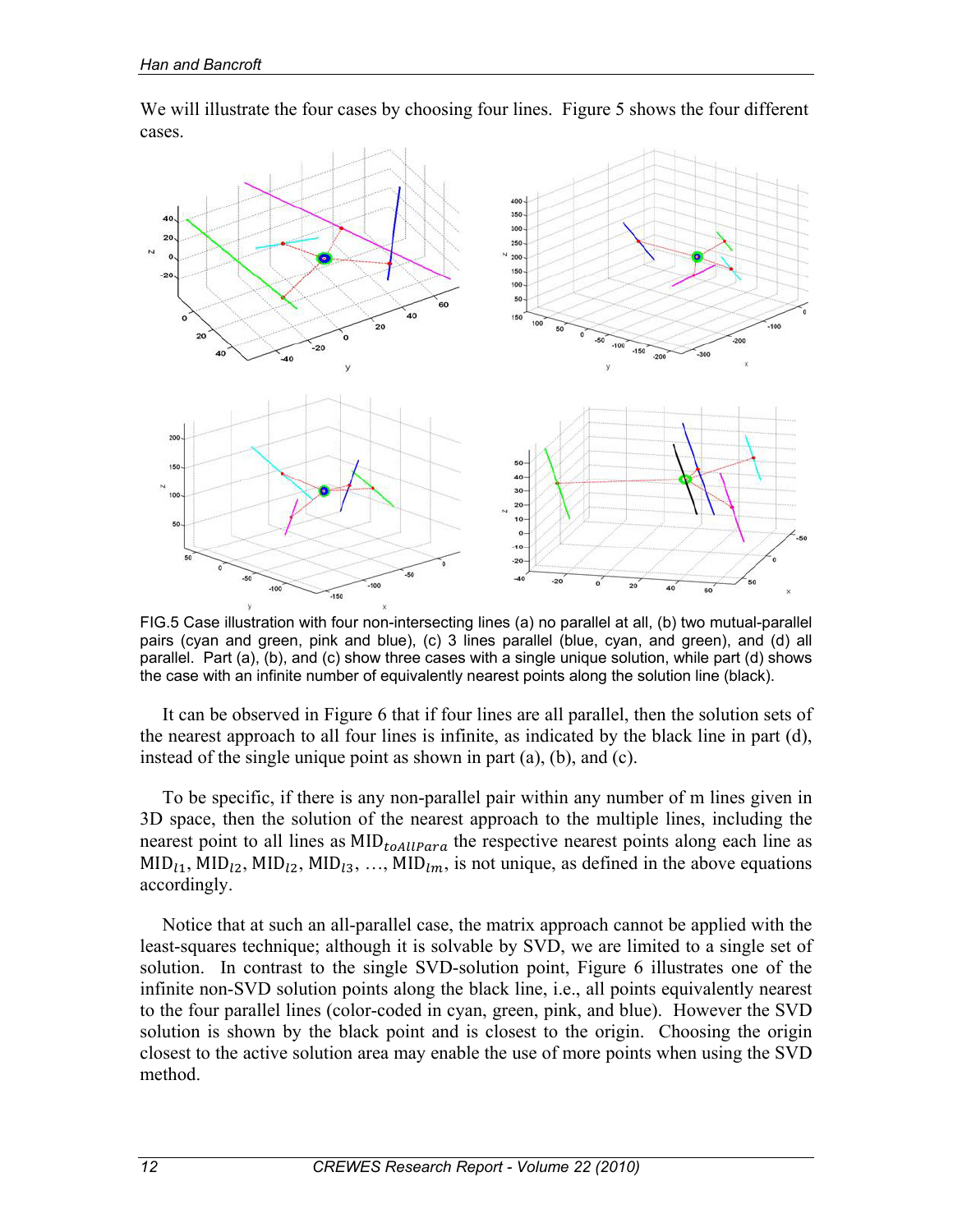We will illustrate the four cases by choosing four lines. Figure 5 shows the four different cases.

FIG.5 Case illustration with four non-intersecting lines (a) no parallel at all, (b) two mutual-parallel pairs (cyan and green, pink and blue), (c) 3 lines parallel (blue, cyan, and green), and (d) all parallel. Part (a), (b), and (c) show three cases with a single unique solution, while part (d) shows the case with an infinite number of equivalently nearest points along the solution line (black).

It can be observed in Figure 6 that if four lines are all parallel, then the solution sets of the nearest approach to all four lines is infinite, as indicated by the black line in part (d), instead of the single unique point as shown in part (a), (b), and (c).

To be specific, if there is any non-parallel pair within any number of m lines given in 3D space, then the solution of the nearest approach to the multiple lines, including the nearest point to all lines as $\mathrm{MID}_{toAllPara}$ the respective nearest points along each line as $\mathrm{MID}_{l1}$, $\mathrm{MID}_{l2}$, $\mathrm{MID}_{l2}$, $\mathrm{MID}_{l3}$, …, $\mathrm{MID}_{lm}$, is not unique, as defined in the above equations accordingly.

Notice that at such an all-parallel case, the matrix approach cannot be applied with the least-squares technique; although it is solvable by SVD, we are limited to a single set of solution. In contrast to the single SVD-solution point, Figure 6 illustrates one of the infinite non-SVD solution points along the black line, i.e., all points equivalently nearest to the four parallel lines (color-coded in cyan, green, pink, and blue). However the SVD solution is shown by the black point and is closest to the origin. Choosing the origin closest to the active solution area may enable the use of more points when using the SVD method.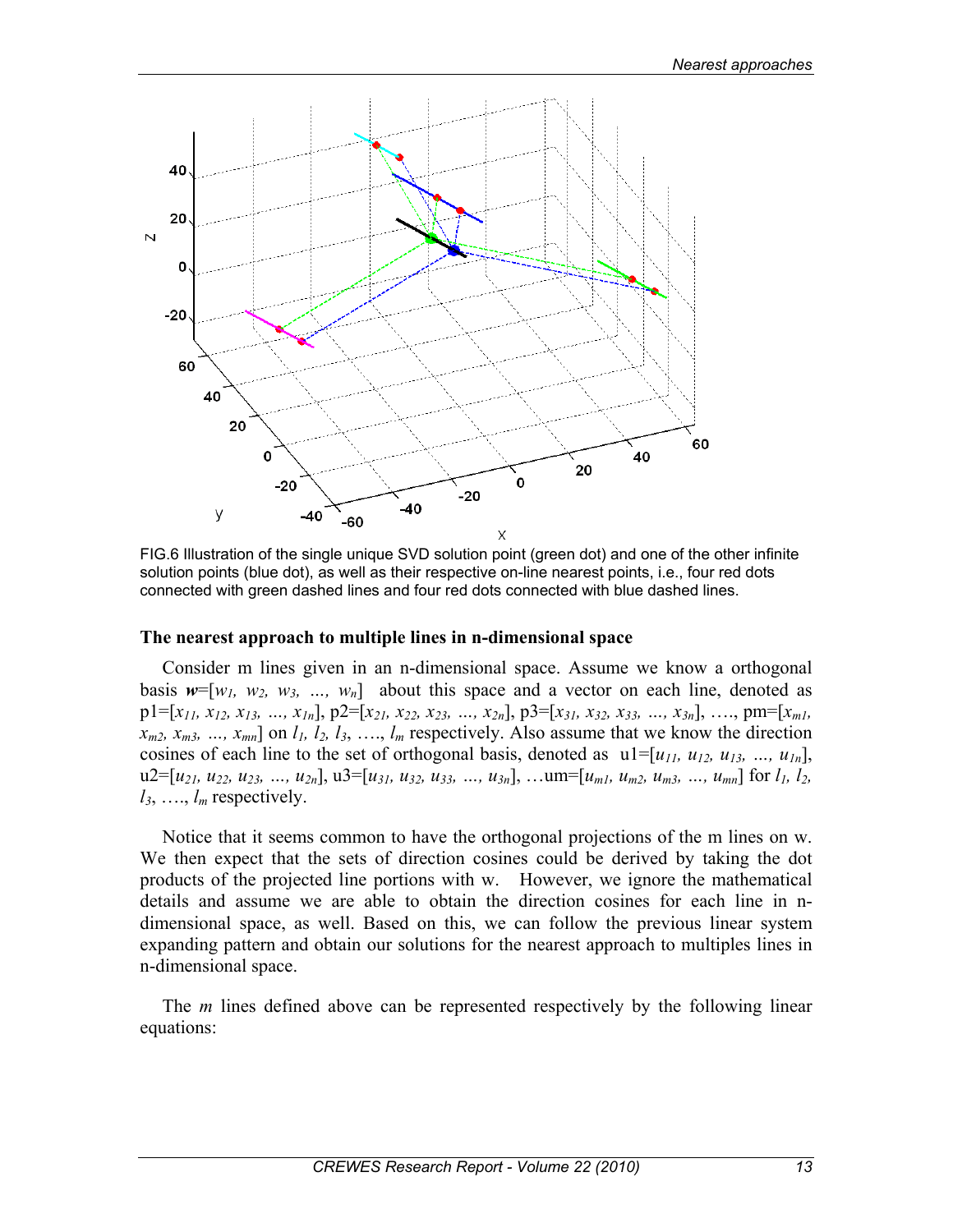FIG.6 Illustration of the single unique SVD solution point (green dot) and one of the other infinite solution points (blue dot), as well as their respective on-line nearest points, i.e., four red dots connected with green dashed lines and four red dots connected with blue dashed lines.

### The nearest approach to multiple lines in n-dimensional space

Consider m lines given in an n-dimensional space. Assume we know a orthogonal basis $\boldsymbol{w}=[w_1, w_2, w_3, \ldots, w_n]$ about this space and a vector on each line, denoted as p1=$[x_{11}, x_{12}, x_{13}, \ldots, x_{1n}]$, p2=$[x_{21}, x_{22}, x_{23}, \ldots, x_{2n}]$, p3=$[x_{31}, x_{32}, x_{33}, \ldots, x_{3n}]$, …., pm=$[x_{m1}, x_{m2}, x_{m3}, \ldots, x_{mn}]$ on $l_1, l_2, l_3, \ldots, l_m$ respectively. Also assume that we know the direction cosines of each line to the set of orthogonal basis, denoted as u1=$[u_{11}, u_{12}, u_{13}, \ldots, u_{1n}]$, u2=$[u_{21}, u_{22}, u_{23}, \ldots, u_{2n}]$, u3=$[u_{31}, u_{32}, u_{33}, \ldots, u_{3n}]$, …um=$[u_{m1}, u_{m2}, u_{m3}, \ldots, u_{mn}]$ for $l_1, l_2, l_3, \ldots, l_m$ respectively.

Notice that it seems common to have the orthogonal projections of the m lines on w. We then expect that the sets of direction cosines could be derived by taking the dot products of the projected line portions with w. However, we ignore the mathematical details and assume we are able to obtain the direction cosines for each line in n-dimensional space, as well. Based on this, we can follow the previous linear system expanding pattern and obtain our solutions for the nearest approach to multiples lines in n-dimensional space.

The *m* lines defined above can be represented respectively by the following linear equations: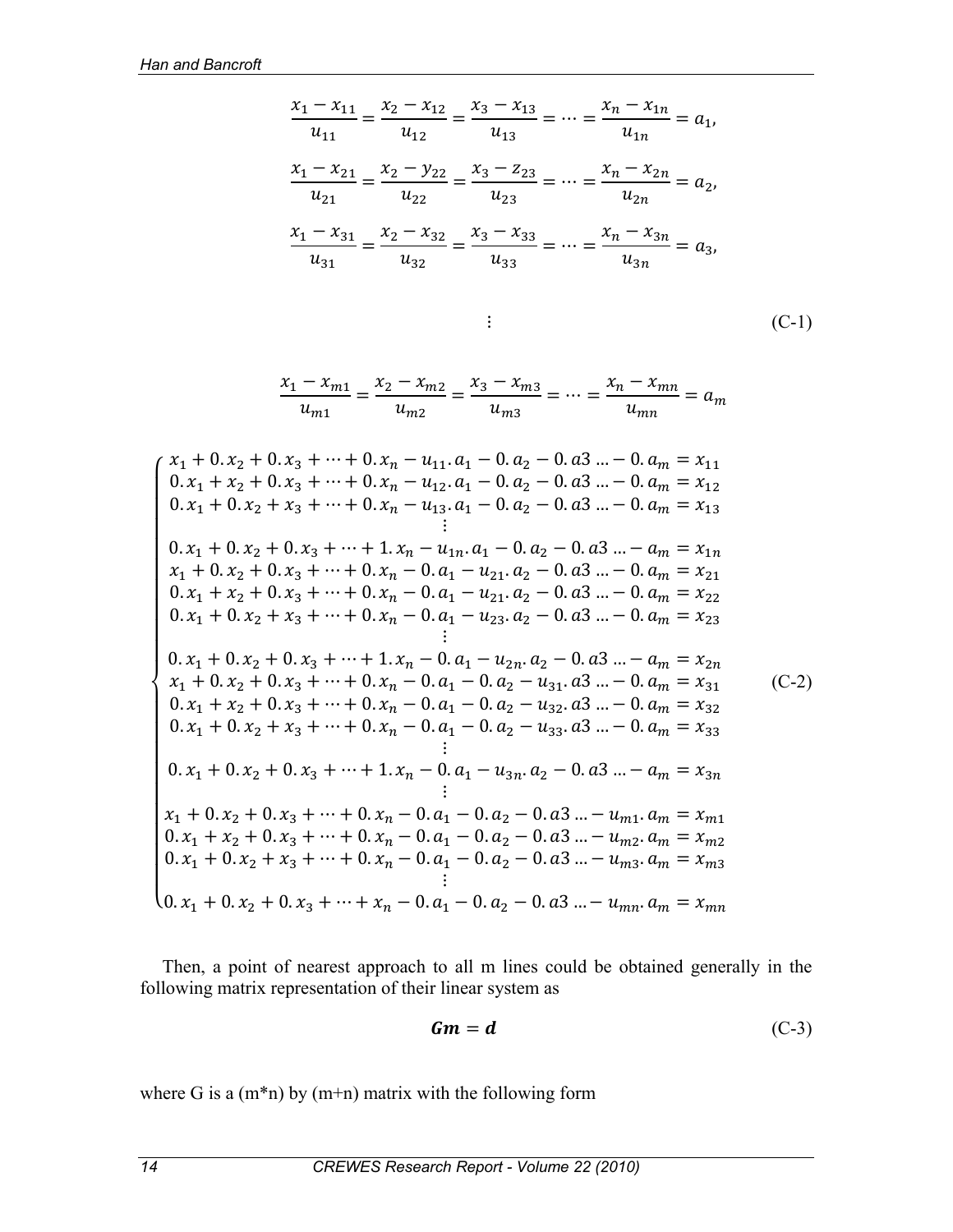$$\frac{x_1 - x_{11}}{u_{11}} = \frac{x_2 - x_{12}}{u_{12}} = \frac{x_3 - x_{13}}{u_{13}} = \cdots = \frac{x_n - x_{1n}}{u_{1n}} = a_1,$$

$$\frac{x_1 - x_{21}}{u_{21}} = \frac{x_2 - y_{22}}{u_{22}} = \frac{x_3 - z_{23}}{u_{23}} = \cdots = \frac{x_n - x_{2n}}{u_{2n}} = a_2,$$

$$\frac{x_1 - x_{31}}{u_{31}} = \frac{x_2 - x_{32}}{u_{32}} = \frac{x_3 - x_{33}}{u_{33}} = \cdots = \frac{x_n - x_{3n}}{u_{3n}} = a_3,$$

$$\vdots \tag{C-1}$$

$$\frac{x_1 - x_{m1}}{u_{m1}} = \frac{x_2 - x_{m2}}{u_{m2}} = \frac{x_3 - x_{m3}}{u_{m3}} = \cdots = \frac{x_n - x_{mn}}{u_{mn}} = a_m$$

$$\begin{cases}
x_1 + 0.x_2 + 0.x_3 + \cdots + 0.x_n - u_{11}.a_1 - 0.a_2 - 0.a3 \ldots - 0.a_m = x_{11} \\
0.x_1 + x_2 + 0.x_3 + \cdots + 0.x_n - u_{12}.a_1 - 0.a_2 - 0.a3 \ldots - 0.a_m = x_{12} \\
0.x_1 + 0.x_2 + x_3 + \cdots + 0.x_n - u_{13}.a_1 - 0.a_2 - 0.a3 \ldots - 0.a_m = x_{13} \\
\vdots \\
0.x_1 + 0.x_2 + 0.x_3 + \cdots + 1.x_n - u_{1n}.a_1 - 0.a_2 - 0.a3 \ldots - a_m = x_{1n} \\
x_1 + 0.x_2 + 0.x_3 + \cdots + 0.x_n - 0.a_1 - u_{21}.a_2 - 0.a3 \ldots - 0.a_m = x_{21} \\
0.x_1 + x_2 + 0.x_3 + \cdots + 0.x_n - 0.a_1 - u_{21}.a_2 - 0.a3 \ldots - 0.a_m = x_{22} \\
0.x_1 + 0.x_2 + x_3 + \cdots + 0.x_n - 0.a_1 - u_{23}.a_2 - 0.a3 \ldots - 0.a_m = x_{23} \\
\vdots \\
0.x_1 + 0.x_2 + 0.x_3 + \cdots + 1.x_n - 0.a_1 - u_{2n}.a_2 - 0.a3 \ldots - a_m = x_{2n} \\
x_1 + 0.x_2 + 0.x_3 + \cdots + 0.x_n - 0.a_1 - 0.a_2 - u_{31}.a3 \ldots - 0.a_m = x_{31} \\
0.x_1 + x_2 + 0.x_3 + \cdots + 0.x_n - 0.a_1 - 0.a_2 - u_{32}.a3 \ldots - 0.a_m = x_{32} \\
0.x_1 + 0.x_2 + x_3 + \cdots + 0.x_n - 0.a_1 - 0.a_2 - u_{33}.a3 \ldots - 0.a_m = x_{33} \\
\vdots \\
0.x_1 + 0.x_2 + 0.x_3 + \cdots + 1.x_n - 0.a_1 - u_{3n}.a_2 - 0.a3 \ldots - a_m = x_{3n} \\
\vdots \\
x_1 + 0.x_2 + 0.x_3 + \cdots + 0.x_n - 0.a_1 - 0.a_2 - 0.a3 \ldots - u_{m1}.a_m = x_{m1} \\
0.x_1 + x_2 + 0.x_3 + \cdots + 0.x_n - 0.a_1 - 0.a_2 - 0.a3 \ldots - u_{m2}.a_m = x_{m2} \\
0.x_1 + 0.x_2 + x_3 + \cdots + 0.x_n - 0.a_1 - 0.a_2 - 0.a3 \ldots - u_{m3}.a_m = x_{m3} \\
\vdots \\
0.x_1 + 0.x_2 + 0.x_3 + \cdots + x_n - 0.a_1 - 0.a_2 - 0.a3 \ldots - u_{mn}.a_m = x_{mn}
\end{cases} \tag{C-2}$$

Then, a point of nearest approach to all m lines could be obtained generally in the following matrix representation of their linear system as

$$\boldsymbol{Gm} = \boldsymbol{d} \tag{C-3}$$

where G is a (m*n) by (m+n) matrix with the following form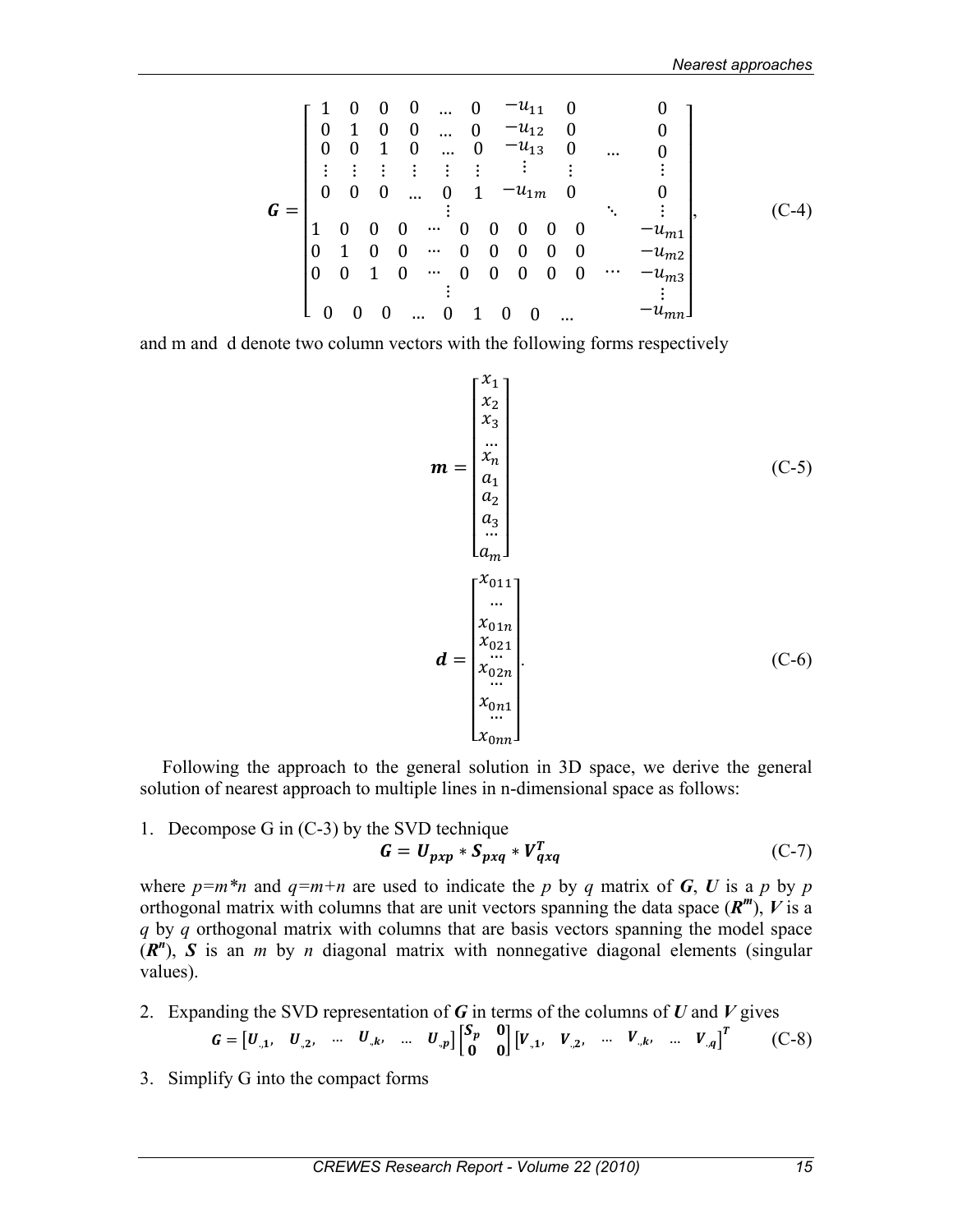$$
\boldsymbol{G} = \begin{bmatrix}
1 & 0 & 0 & 0 & \dots & 0 & -u_{11} & 0 & & 0 \\
0 & 1 & 0 & 0 & \dots & 0 & -u_{12} & 0 & & 0 \\
0 & 0 & 1 & 0 & \dots & 0 & -u_{13} & 0 & \dots & 0 \\
\vdots & \vdots & \vdots & \vdots & \vdots & \vdots & \vdots & \vdots & & \vdots \\
0 & 0 & 0 & \dots & 0 & 1 & -u_{1m} & 0 & & 0 \\
 & & & & \vdots & & & & \ddots & \vdots \\
1 & 0 & 0 & 0 & \cdots & 0 & 0 & 0 & 0 \quad 0 & -u_{m1} \\
0 & 1 & 0 & 0 & \cdots & 0 & 0 & 0 & 0 \quad 0 & -u_{m2} \\
0 & 0 & 1 & 0 & \cdots & 0 & 0 & 0 & 0 \quad 0 \quad \cdots & -u_{m3} \\
 & & & & \vdots & & & & & \vdots \\
0 & 0 & 0 & \dots & 0 & 1 & 0 & 0 & \dots & -u_{mn}
\end{bmatrix}, \tag{C-4}
$$

and m and d denote two column vectors with the following forms respectively

$$
\boldsymbol{m} = \begin{bmatrix} x_1 \\ x_2 \\ x_3 \\ \dots \\ x_n \\ a_1 \\ a_2 \\ a_3 \\ \dots \\ a_m \end{bmatrix} \tag{C-5}
$$

$$
\boldsymbol{d} = \begin{bmatrix} x_{011} \\ \dots \\ x_{01n} \\ x_{021} \\ \dots \\ x_{02n} \\ \dots \\ x_{0n1} \\ \dots \\ x_{0nn} \end{bmatrix}. \tag{C-6}
$$

Following the approach to the general solution in 3D space, we derive the general solution of nearest approach to multiple lines in n-dimensional space as follows:

1. Decompose G in (C-3) by the SVD technique

$$
\boldsymbol{G} = \boldsymbol{U_{pxp}} * \boldsymbol{S_{pxq}} * \boldsymbol{V^T_{qxq}} \tag{C-7}
$$

where $p=m*n$ and $q=m+n$ are used to indicate the $p$ by $q$ matrix of $\boldsymbol{G}$, $\boldsymbol{U}$ is a $p$ by $p$ orthogonal matrix with columns that are unit vectors spanning the data space ($\boldsymbol{R^m}$), $\boldsymbol{V}$ is a $q$ by $q$ orthogonal matrix with columns that are basis vectors spanning the model space ($\boldsymbol{R^n}$), $\boldsymbol{S}$ is an $m$ by $n$ diagonal matrix with nonnegative diagonal elements (singular values).

2. Expanding the SVD representation of $\boldsymbol{G}$ in terms of the columns of $\boldsymbol{U}$ and $\boldsymbol{V}$ gives

$$
\boldsymbol{G} = \begin{bmatrix} \boldsymbol{U}_{.,1}, & \boldsymbol{U}_{.,2}, & \dots & \boldsymbol{U}_{.,k}, & \dots & \boldsymbol{U}_{.,p} \end{bmatrix} \begin{bmatrix} \boldsymbol{S_p} & \boldsymbol{0} \\ \boldsymbol{0} & \boldsymbol{0} \end{bmatrix} \begin{bmatrix} \boldsymbol{V}_{.,1}, & \boldsymbol{V}_{.,2}, & \dots & \boldsymbol{V}_{.,k}, & \dots & \boldsymbol{V}_{.,q} \end{bmatrix}^{\boldsymbol{T}} \tag{C-8}
$$

3. Simplify G into the compact forms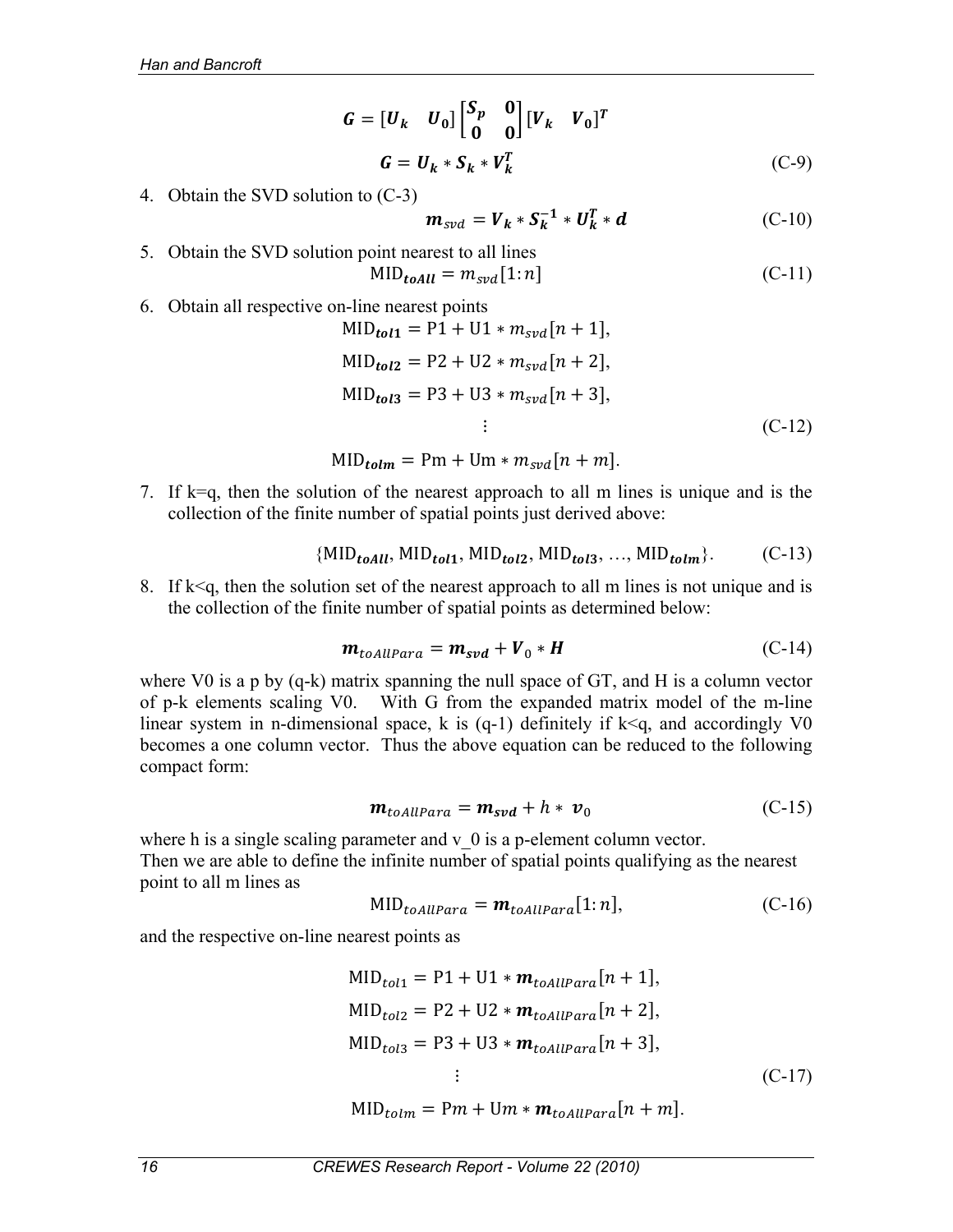$$G = [\boldsymbol{U_k} \quad \boldsymbol{U_0}] \begin{bmatrix} \boldsymbol{S_p} & \boldsymbol{0} \\ \boldsymbol{0} & \boldsymbol{0} \end{bmatrix} [\boldsymbol{V_k} \quad \boldsymbol{V_0}]^T$$

$$\boldsymbol{G} = \boldsymbol{U_k} * \boldsymbol{S_k} * \boldsymbol{V_k^T} \tag{C-9}$$

4. Obtain the SVD solution to (C-3)

$$\boldsymbol{m}_{svd} = \boldsymbol{V_k} * \boldsymbol{S_k^{-1}} * \boldsymbol{U_k^T} * \boldsymbol{d} \tag{C-10}$$

5. Obtain the SVD solution point nearest to all lines

$$\mathrm{MID}_{\boldsymbol{toAll}} = m_{svd}[1{:}n] \tag{C-11}$$

6. Obtain all respective on-line nearest points

$$\begin{aligned} \mathrm{MID}_{\boldsymbol{tol1}} &= \mathrm{P1} + \mathrm{U1} * m_{svd}[n+1], \\ \mathrm{MID}_{\boldsymbol{tol2}} &= \mathrm{P2} + \mathrm{U2} * m_{svd}[n+2], \\ \mathrm{MID}_{\boldsymbol{tol3}} &= \mathrm{P3} + \mathrm{U3} * m_{svd}[n+3], \\ &\vdots \\ \mathrm{MID}_{\boldsymbol{tolm}} &= \mathrm{Pm} + \mathrm{Um} * m_{svd}[n+m]. \end{aligned} \tag{C-12}$$

7. If k=q, then the solution of the nearest approach to all m lines is unique and is the collection of the finite number of spatial points just derived above:

$$\{\mathrm{MID}_{\boldsymbol{toAll}}, \mathrm{MID}_{\boldsymbol{tol1}}, \mathrm{MID}_{\boldsymbol{tol2}}, \mathrm{MID}_{\boldsymbol{tol3}}, \ldots, \mathrm{MID}_{\boldsymbol{tolm}}\}. \tag{C-13}$$

8. If k<q, then the solution set of the nearest approach to all m lines is not unique and is the collection of the finite number of spatial points as determined below:

$$\boldsymbol{m}_{toAllPara} = \boldsymbol{m_{svd}} + \boldsymbol{V}_0 * \boldsymbol{H} \tag{C-14}$$

where V0 is a p by (q-k) matrix spanning the null space of GT, and H is a column vector of p-k elements scaling V0. With G from the expanded matrix model of the m-line linear system in n-dimensional space, k is (q-1) definitely if k<q, and accordingly V0 becomes a one column vector. Thus the above equation can be reduced to the following compact form:

$$\boldsymbol{m}_{toAllPara} = \boldsymbol{m_{svd}} + h * \boldsymbol{v}_0 \tag{C-15}$$

where h is a single scaling parameter and v_0 is a p-element column vector.
Then we are able to define the infinite number of spatial points qualifying as the nearest point to all m lines as

$$\mathrm{MID}_{toAllPara} = \boldsymbol{m}_{toAllPara}[1{:}n], \tag{C-16}$$

and the respective on-line nearest points as

$$\begin{aligned} \mathrm{MID}_{tol1} &= \mathrm{P1} + \mathrm{U1} * \boldsymbol{m}_{toAllPara}[n+1], \\ \mathrm{MID}_{tol2} &= \mathrm{P2} + \mathrm{U2} * \boldsymbol{m}_{toAllPara}[n+2], \\ \mathrm{MID}_{tol3} &= \mathrm{P3} + \mathrm{U3} * \boldsymbol{m}_{toAllPara}[n+3], \\ &\vdots \\ \mathrm{MID}_{tolm} &= \mathrm{P}m + \mathrm{U}m * \boldsymbol{m}_{toAllPara}[n+m]. \end{aligned} \tag{C-17}$$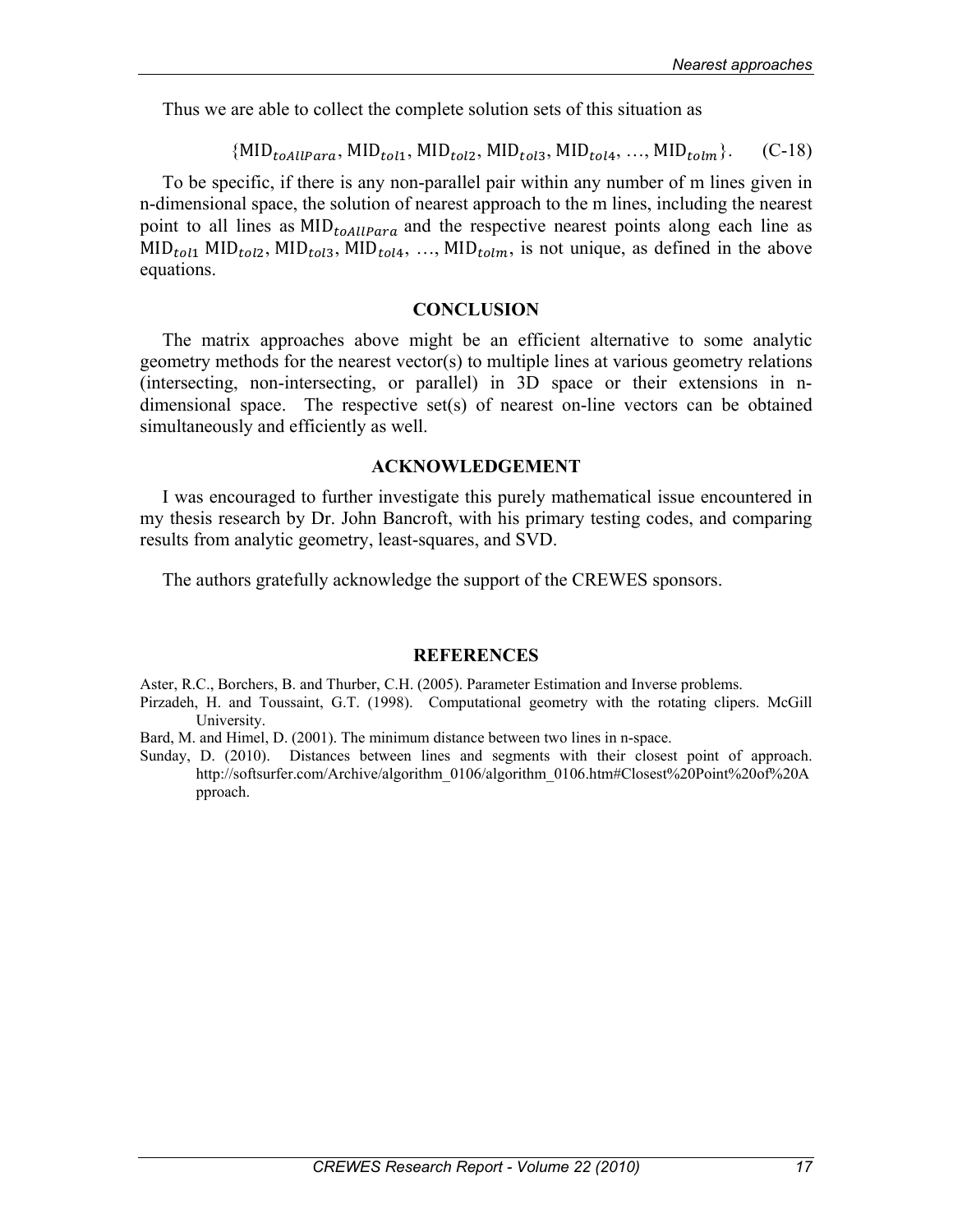Thus we are able to collect the complete solution sets of this situation as

$$\{\mathrm{MID}_{toAllPara}, \mathrm{MID}_{tol1}, \mathrm{MID}_{tol2}, \mathrm{MID}_{tol3}, \mathrm{MID}_{tol4}, \ldots, \mathrm{MID}_{tolm}\}. \quad \text{(C-18)}$$

To be specific, if there is any non-parallel pair within any number of m lines given in n-dimensional space, the solution of nearest approach to the m lines, including the nearest point to all lines as $\mathrm{MID}_{toAllPara}$ and the respective nearest points along each line as $\mathrm{MID}_{tol1}$ $\mathrm{MID}_{tol2}$, $\mathrm{MID}_{tol3}$, $\mathrm{MID}_{tol4}$, …, $\mathrm{MID}_{tolm}$, is not unique, as defined in the above equations.

## CONCLUSION

The matrix approaches above might be an efficient alternative to some analytic geometry methods for the nearest vector(s) to multiple lines at various geometry relations (intersecting, non-intersecting, or parallel) in 3D space or their extensions in n-dimensional space. The respective set(s) of nearest on-line vectors can be obtained simultaneously and efficiently as well.

## ACKNOWLEDGEMENT

I was encouraged to further investigate this purely mathematical issue encountered in my thesis research by Dr. John Bancroft, with his primary testing codes, and comparing results from analytic geometry, least-squares, and SVD.

The authors gratefully acknowledge the support of the CREWES sponsors.

## REFERENCES

Aster, R.C., Borchers, B. and Thurber, C.H. (2005). Parameter Estimation and Inverse problems.

Pirzadeh, H. and Toussaint, G.T. (1998). Computational geometry with the rotating clipers. McGill University.

Bard, M. and Himel, D. (2001). The minimum distance between two lines in n-space.

Sunday, D. (2010). Distances between lines and segments with their closest point of approach. http://softsurfer.com/Archive/algorithm_0106/algorithm_0106.htm#Closest%20Point%20of%20Approach.